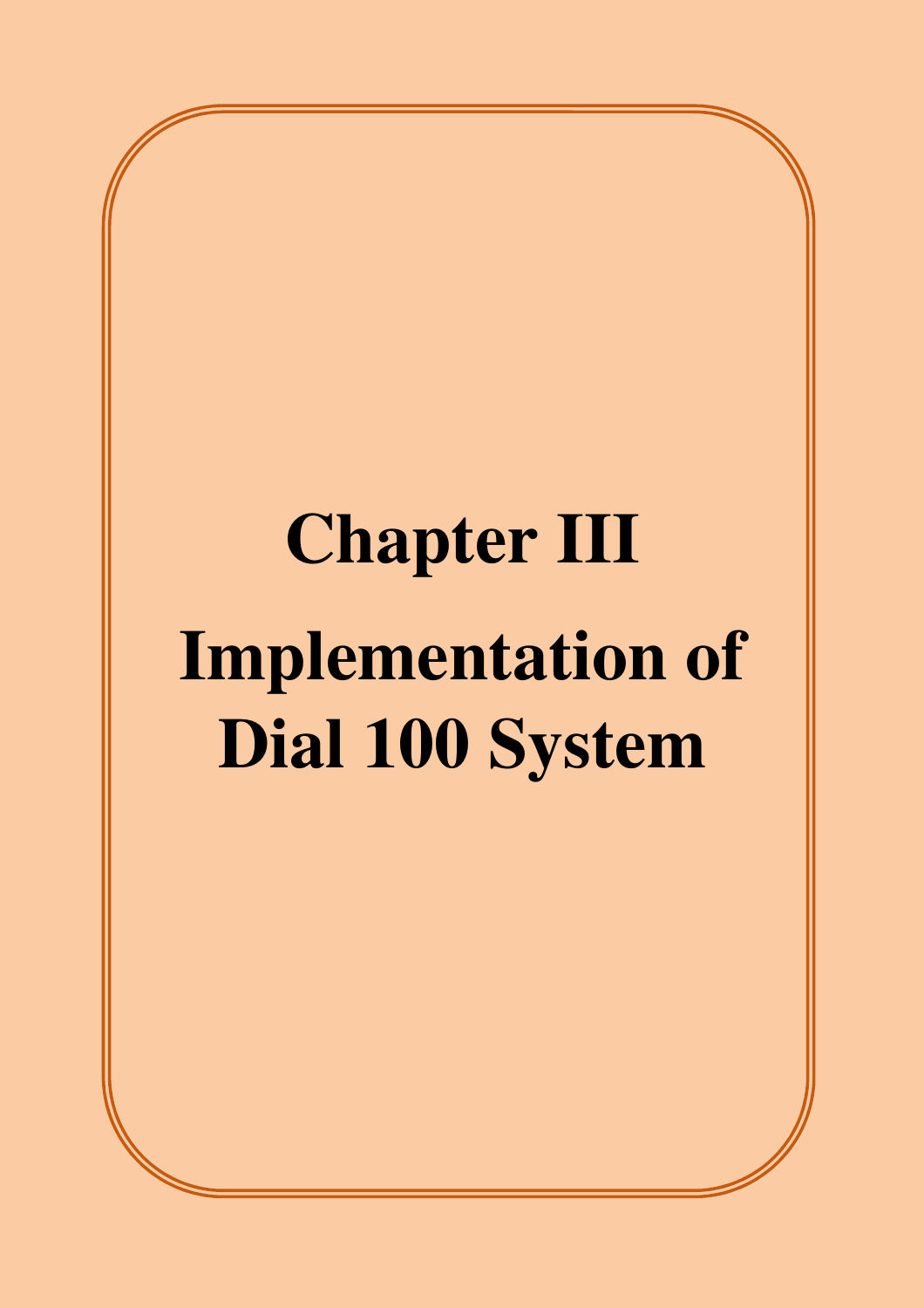# Chapter III

# Implementation of Dial 100 System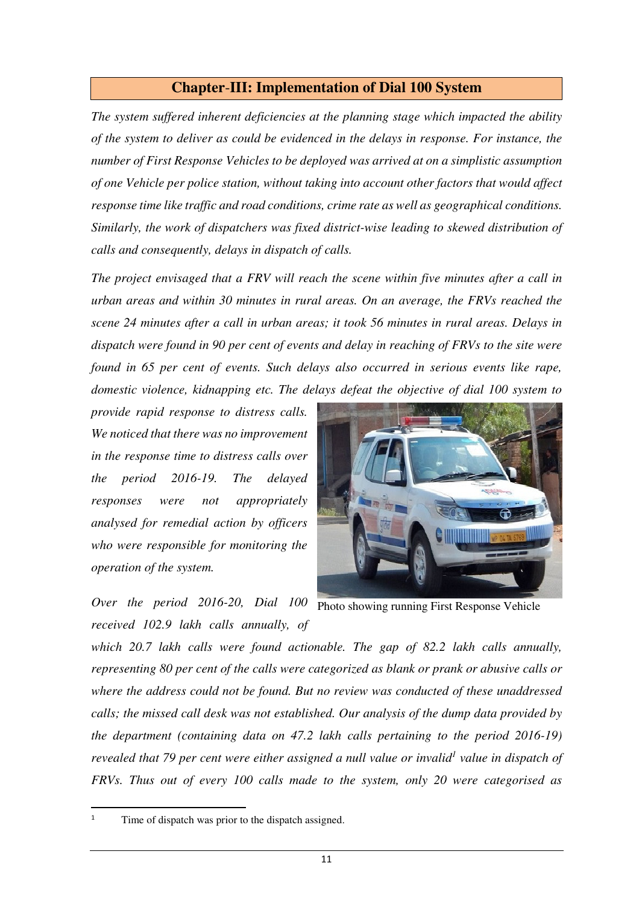## Chapter-III: Implementation of Dial 100 System

*The system suffered inherent deficiencies at the planning stage which impacted the ability of the system to deliver as could be evidenced in the delays in response. For instance, the number of First Response Vehicles to be deployed was arrived at on a simplistic assumption of one Vehicle per police station, without taking into account other factors that would affect response time like traffic and road conditions, crime rate as well as geographical conditions. Similarly, the work of dispatchers was fixed district-wise leading to skewed distribution of calls and consequently, delays in dispatch of calls.*

*The project envisaged that a FRV will reach the scene within five minutes after a call in urban areas and within 30 minutes in rural areas. On an average, the FRVs reached the scene 24 minutes after a call in urban areas; it took 56 minutes in rural areas. Delays in dispatch were found in 90 per cent of events and delay in reaching of FRVs to the site were found in 65 per cent of events. Such delays also occurred in serious events like rape, domestic violence, kidnapping etc. The delays defeat the objective of dial 100 system to provide rapid response to distress calls. We noticed that there was no improvement in the response time to distress calls over the period 2016-19. The delayed responses were not appropriately analysed for remedial action by officers who were responsible for monitoring the operation of the system.*

Photo showing running First Response Vehicle

*Over the period 2016-20, Dial 100 received 102.9 lakh calls annually, of which 20.7 lakh calls were found actionable. The gap of 82.2 lakh calls annually, representing 80 per cent of the calls were categorized as blank or prank or abusive calls or where the address could not be found. But no review was conducted of these unaddressed calls; the missed call desk was not established. Our analysis of the dump data provided by the department (containing data on 47.2 lakh calls pertaining to the period 2016-19) revealed that 79 per cent were either assigned a null value or invalid[1] value in dispatch of FRVs. Thus out of every 100 calls made to the system, only 20 were categorised as*

[1] Time of dispatch was prior to the dispatch assigned.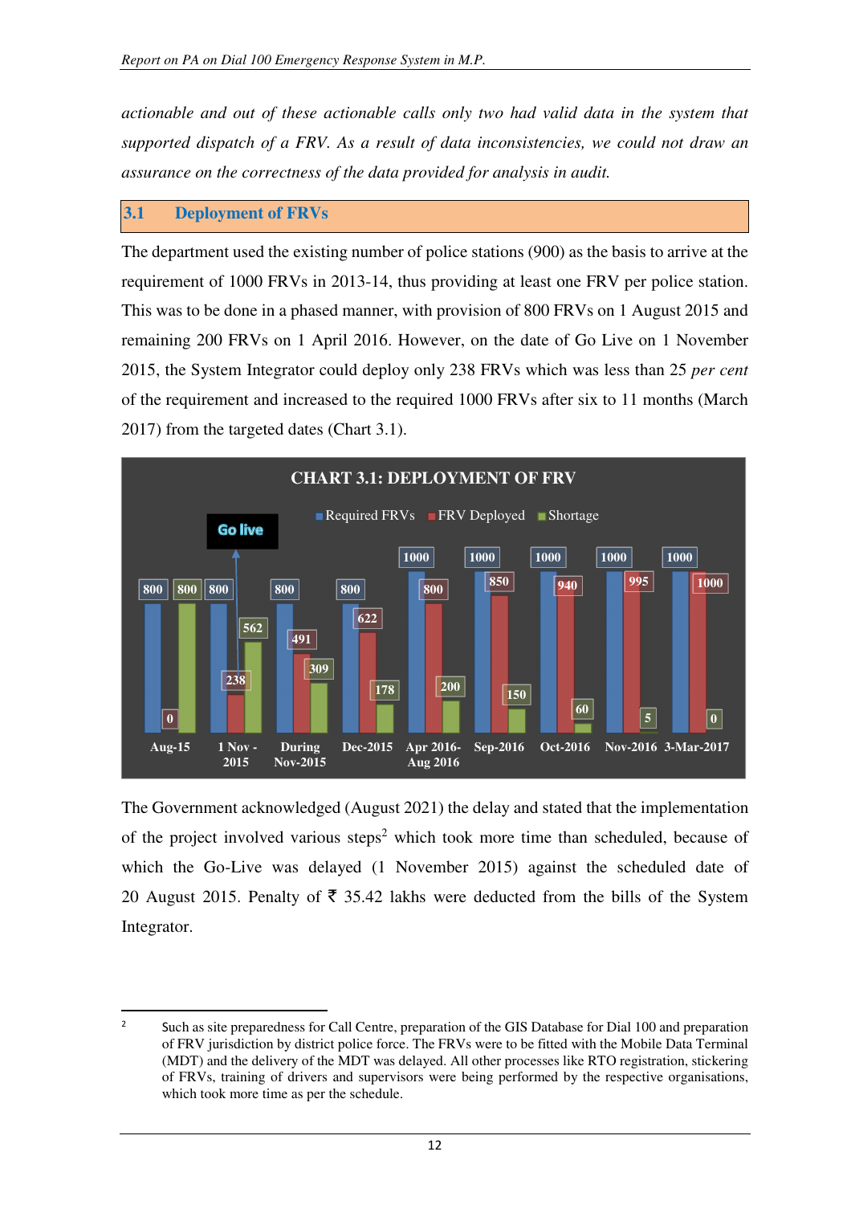*actionable and out of these actionable calls only two had valid data in the system that supported dispatch of a FRV. As a result of data inconsistencies, we could not draw an assurance on the correctness of the data provided for analysis in audit.*

## 3.1 Deployment of FRVs

The department used the existing number of police stations (900) as the basis to arrive at the requirement of 1000 FRVs in 2013-14, thus providing at least one FRV per police station. This was to be done in a phased manner, with provision of 800 FRVs on 1 August 2015 and remaining 200 FRVs on 1 April 2016. However, on the date of Go Live on 1 November 2015, the System Integrator could deploy only 238 FRVs which was less than 25 *per cent* of the requirement and increased to the required 1000 FRVs after six to 11 months (March 2017) from the targeted dates (Chart 3.1).

**CHART 3.1: DEPLOYMENT OF FRV**

| | Required FRVs | FRV Deployed | Shortage |
|---|---|---|---|
| Aug-15 | 800 | 0 | 800 |
| 1 Nov - 2015 (Go live) | 800 | 238 | 562 |
| During Nov-2015 | 800 | 491 | 309 |
| Dec-2015 | 800 | 622 | 178 |
| Apr 2016- Aug 2016 | 1000 | 800 | 200 |
| Sep-2016 | 1000 | 850 | 150 |
| Oct-2016 | 1000 | 940 | 60 |
| Nov-2016 | 1000 | 995 | 5 |
| 3-Mar-2017 | 1000 | 1000 | 0 |

The Government acknowledged (August 2021) the delay and stated that the implementation of the project involved various steps[2] which took more time than scheduled, because of which the Go-Live was delayed (1 November 2015) against the scheduled date of 20 August 2015. Penalty of ₹ 35.42 lakhs were deducted from the bills of the System Integrator.

---

[2] Such as site preparedness for Call Centre, preparation of the GIS Database for Dial 100 and preparation of FRV jurisdiction by district police force. The FRVs were to be fitted with the Mobile Data Terminal (MDT) and the delivery of the MDT was delayed. All other processes like RTO registration, stickering of FRVs, training of drivers and supervisors were being performed by the respective organisations, which took more time as per the schedule.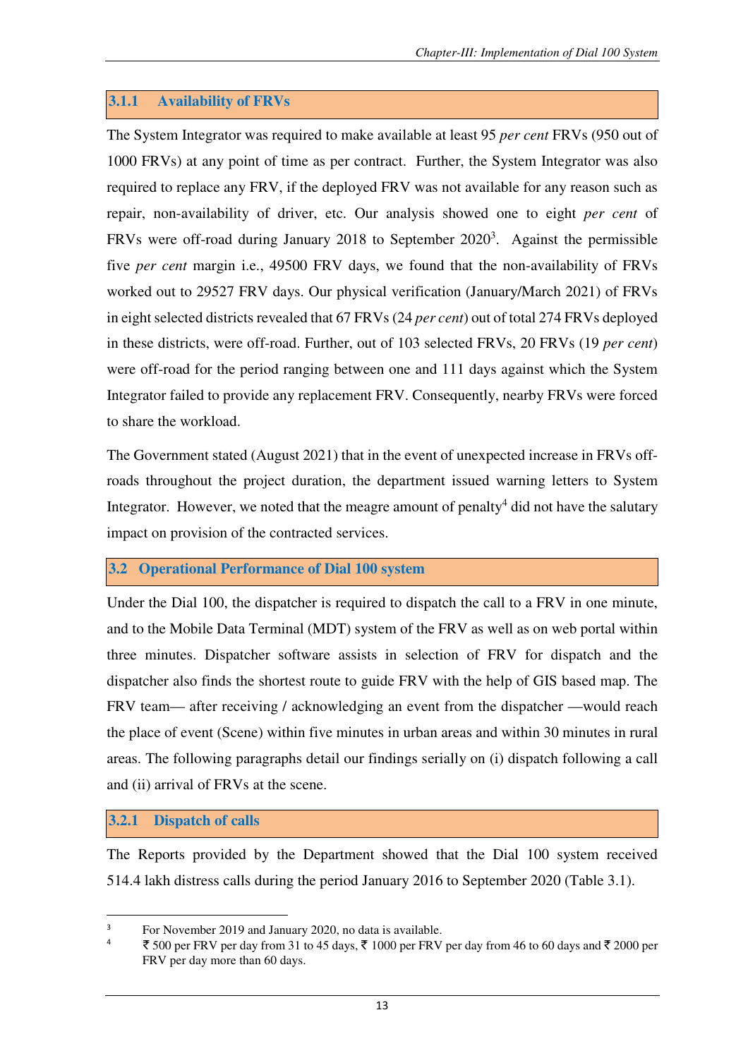### 3.1.1 Availability of FRVs

The System Integrator was required to make available at least 95 *per cent* FRVs (950 out of 1000 FRVs) at any point of time as per contract. Further, the System Integrator was also required to replace any FRV, if the deployed FRV was not available for any reason such as repair, non-availability of driver, etc. Our analysis showed one to eight *per cent* of FRVs were off-road during January 2018 to September 2020[3]. Against the permissible five *per cent* margin i.e., 49500 FRV days, we found that the non-availability of FRVs worked out to 29527 FRV days. Our physical verification (January/March 2021) of FRVs in eight selected districts revealed that 67 FRVs (24 *per cent*) out of total 274 FRVs deployed in these districts, were off-road. Further, out of 103 selected FRVs, 20 FRVs (19 *per cent*) were off-road for the period ranging between one and 111 days against which the System Integrator failed to provide any replacement FRV. Consequently, nearby FRVs were forced to share the workload.

The Government stated (August 2021) that in the event of unexpected increase in FRVs off-roads throughout the project duration, the department issued warning letters to System Integrator. However, we noted that the meagre amount of penalty[4] did not have the salutary impact on provision of the contracted services.

## 3.2 Operational Performance of Dial 100 system

Under the Dial 100, the dispatcher is required to dispatch the call to a FRV in one minute, and to the Mobile Data Terminal (MDT) system of the FRV as well as on web portal within three minutes. Dispatcher software assists in selection of FRV for dispatch and the dispatcher also finds the shortest route to guide FRV with the help of GIS based map. The FRV team— after receiving / acknowledging an event from the dispatcher —would reach the place of event (Scene) within five minutes in urban areas and within 30 minutes in rural areas. The following paragraphs detail our findings serially on (i) dispatch following a call and (ii) arrival of FRVs at the scene.

### 3.2.1 Dispatch of calls

The Reports provided by the Department showed that the Dial 100 system received 514.4 lakh distress calls during the period January 2016 to September 2020 (Table 3.1).

---

[3] For November 2019 and January 2020, no data is available.

[4] ₹ 500 per FRV per day from 31 to 45 days, ₹ 1000 per FRV per day from 46 to 60 days and ₹ 2000 per FRV per day more than 60 days.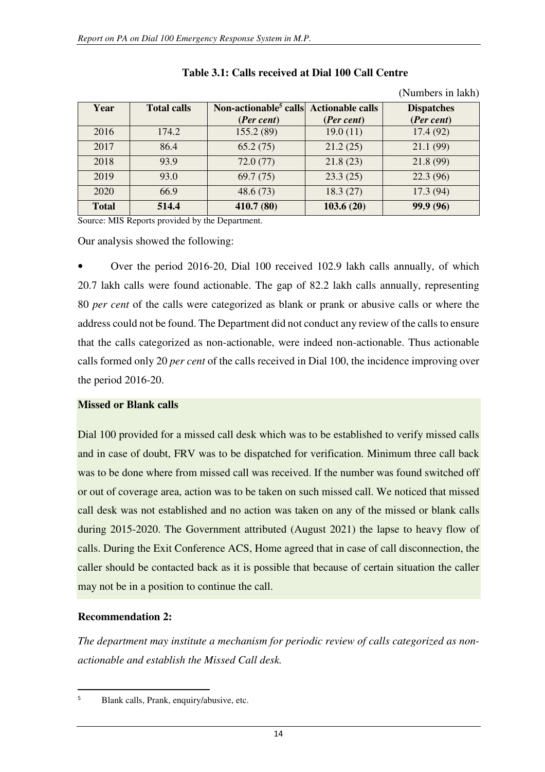**Table 3.1: Calls received at Dial 100 Call Centre**

(Numbers in lakh)

| Year | Total calls | Non-actionable[5] calls (*Per cent*) | Actionable calls (*Per cent*) | Dispatches (*Per cent*) |
|---|---|---|---|---|
| 2016 | 174.2 | 155.2 (89) | 19.0 (11) | 17.4 (92) |
| 2017 | 86.4 | 65.2 (75) | 21.2 (25) | 21.1 (99) |
| 2018 | 93.9 | 72.0 (77) | 21.8 (23) | 21.8 (99) |
| 2019 | 93.0 | 69.7 (75) | 23.3 (25) | 22.3 (96) |
| 2020 | 66.9 | 48.6 (73) | 18.3 (27) | 17.3 (94) |
| **Total** | **514.4** | **410.7 (80)** | **103.6 (20)** | **99.9 (96)** |

Source: MIS Reports provided by the Department.

Our analysis showed the following:

- Over the period 2016-20, Dial 100 received 102.9 lakh calls annually, of which 20.7 lakh calls were found actionable. The gap of 82.2 lakh calls annually, representing 80 *per cent* of the calls were categorized as blank or prank or abusive calls or where the address could not be found. The Department did not conduct any review of the calls to ensure that the calls categorized as non-actionable, were indeed non-actionable. Thus actionable calls formed only 20 *per cent* of the calls received in Dial 100, the incidence improving over the period 2016-20.

**Missed or Blank calls**

Dial 100 provided for a missed call desk which was to be established to verify missed calls and in case of doubt, FRV was to be dispatched for verification. Minimum three call back was to be done where from missed call was received. If the number was found switched off or out of coverage area, action was to be taken on such missed call. We noticed that missed call desk was not established and no action was taken on any of the missed or blank calls during 2015-2020. The Government attributed (August 2021) the lapse to heavy flow of calls. During the Exit Conference ACS, Home agreed that in case of call disconnection, the caller should be contacted back as it is possible that because of certain situation the caller may not be in a position to continue the call.

**Recommendation 2:**

*The department may institute a mechanism for periodic review of calls categorized as non-actionable and establish the Missed Call desk.*

---

[5] Blank calls, Prank, enquiry/abusive, etc.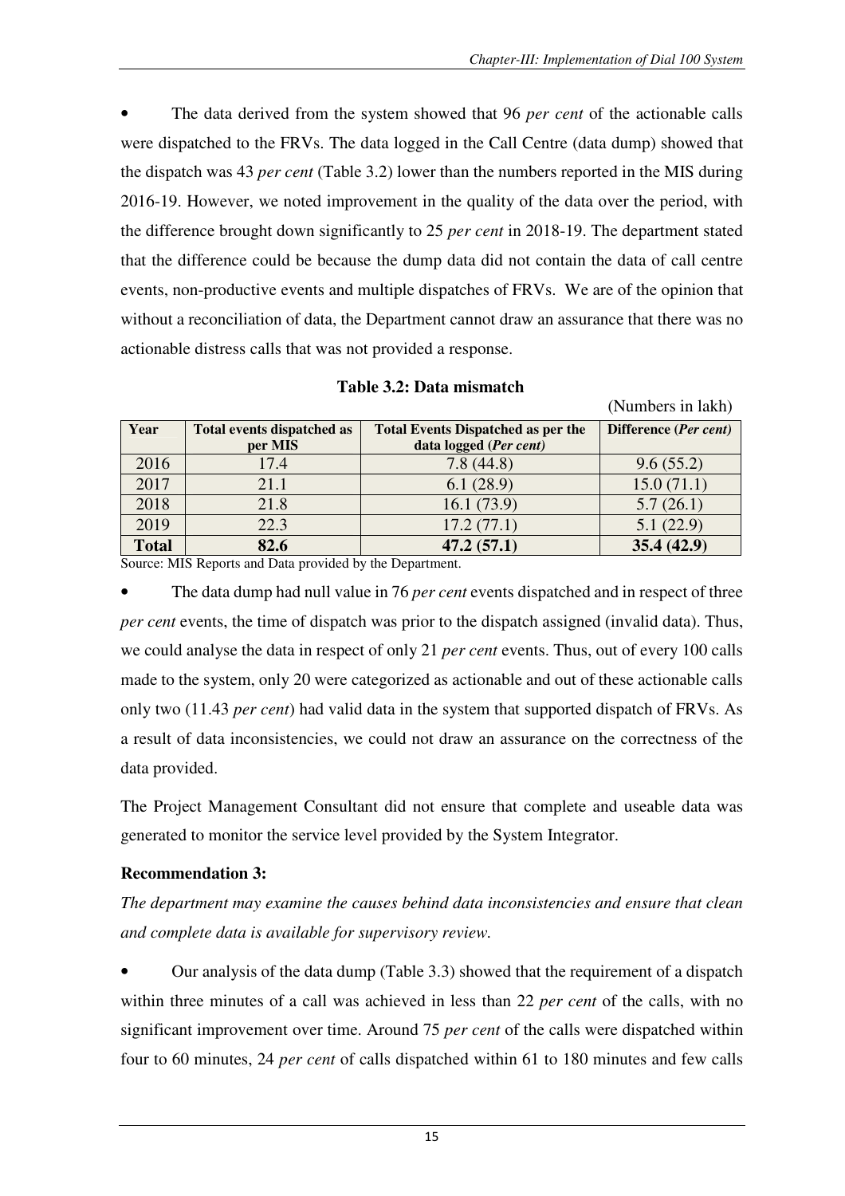- The data derived from the system showed that 96 *per cent* of the actionable calls were dispatched to the FRVs. The data logged in the Call Centre (data dump) showed that the dispatch was 43 *per cent* (Table 3.2) lower than the numbers reported in the MIS during 2016-19. However, we noted improvement in the quality of the data over the period, with the difference brought down significantly to 25 *per cent* in 2018-19. The department stated that the difference could be because the dump data did not contain the data of call centre events, non-productive events and multiple dispatches of FRVs. We are of the opinion that without a reconciliation of data, the Department cannot draw an assurance that there was no actionable distress calls that was not provided a response.

**Table 3.2: Data mismatch**

(Numbers in lakh)

| Year | Total events dispatched as per MIS | Total Events Dispatched as per the data logged (*Per cent*) | Difference (*Per cent*) |
|---|---|---|---|
| 2016 | 17.4 | 7.8 (44.8) | 9.6 (55.2) |
| 2017 | 21.1 | 6.1 (28.9) | 15.0 (71.1) |
| 2018 | 21.8 | 16.1 (73.9) | 5.7 (26.1) |
| 2019 | 22.3 | 17.2 (77.1) | 5.1 (22.9) |
| **Total** | **82.6** | **47.2 (57.1)** | **35.4 (42.9)** |

Source: MIS Reports and Data provided by the Department.

- The data dump had null value in 76 *per cent* events dispatched and in respect of three *per cent* events, the time of dispatch was prior to the dispatch assigned (invalid data). Thus, we could analyse the data in respect of only 21 *per cent* events. Thus, out of every 100 calls made to the system, only 20 were categorized as actionable and out of these actionable calls only two (11.43 *per cent*) had valid data in the system that supported dispatch of FRVs. As a result of data inconsistencies, we could not draw an assurance on the correctness of the data provided.

The Project Management Consultant did not ensure that complete and useable data was generated to monitor the service level provided by the System Integrator.

**Recommendation 3:**

*The department may examine the causes behind data inconsistencies and ensure that clean and complete data is available for supervisory review.*

- Our analysis of the data dump (Table 3.3) showed that the requirement of a dispatch within three minutes of a call was achieved in less than 22 *per cent* of the calls, with no significant improvement over time. Around 75 *per cent* of the calls were dispatched within four to 60 minutes, 24 *per cent* of calls dispatched within 61 to 180 minutes and few calls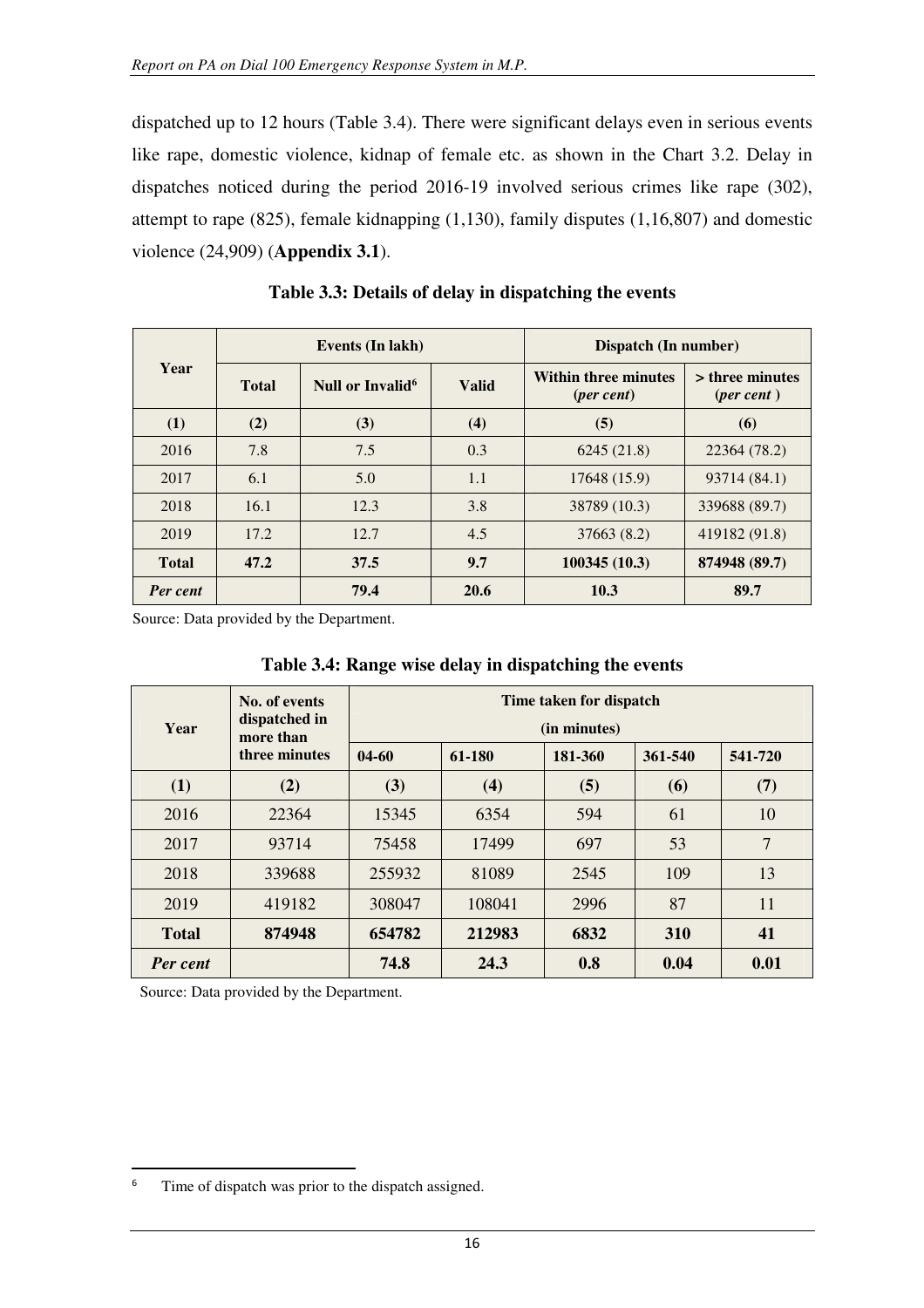dispatched up to 12 hours (Table 3.4). There were significant delays even in serious events like rape, domestic violence, kidnap of female etc. as shown in the Chart 3.2. Delay in dispatches noticed during the period 2016-19 involved serious crimes like rape (302), attempt to rape (825), female kidnapping (1,130), family disputes (1,16,807) and domestic violence (24,909) (**Appendix 3.1**).

**Table 3.3: Details of delay in dispatching the events**

| Year | Events (In lakh) | | | Dispatch (In number) | |
|---|---|---|---|---|---|
| | Total | Null or Invalid[6] | Valid | Within three minutes (*per cent*) | > three minutes (*per cent* ) |
| **(1)** | **(2)** | **(3)** | **(4)** | **(5)** | **(6)** |
| 2016 | 7.8 | 7.5 | 0.3 | 6245 (21.8) | 22364 (78.2) |
| 2017 | 6.1 | 5.0 | 1.1 | 17648 (15.9) | 93714 (84.1) |
| 2018 | 16.1 | 12.3 | 3.8 | 38789 (10.3) | 339688 (89.7) |
| 2019 | 17.2 | 12.7 | 4.5 | 37663 (8.2) | 419182 (91.8) |
| **Total** | **47.2** | **37.5** | **9.7** | **100345 (10.3)** | **874948 (89.7)** |
| ***Per cent*** | | **79.4** | **20.6** | **10.3** | **89.7** |

Source: Data provided by the Department.

**Table 3.4: Range wise delay in dispatching the events**

| Year | No. of events dispatched in more than three minutes | Time taken for dispatch (in minutes) | | | | |
|---|---|---|---|---|---|---|
| | | 04-60 | 61-180 | 181-360 | 361-540 | 541-720 |
| **(1)** | **(2)** | **(3)** | **(4)** | **(5)** | **(6)** | **(7)** |
| 2016 | 22364 | 15345 | 6354 | 594 | 61 | 10 |
| 2017 | 93714 | 75458 | 17499 | 697 | 53 | 7 |
| 2018 | 339688 | 255932 | 81089 | 2545 | 109 | 13 |
| 2019 | 419182 | 308047 | 108041 | 2996 | 87 | 11 |
| **Total** | **874948** | **654782** | **212983** | **6832** | **310** | **41** |
| ***Per cent*** | | **74.8** | **24.3** | **0.8** | **0.04** | **0.01** |

Source: Data provided by the Department.

[6] Time of dispatch was prior to the dispatch assigned.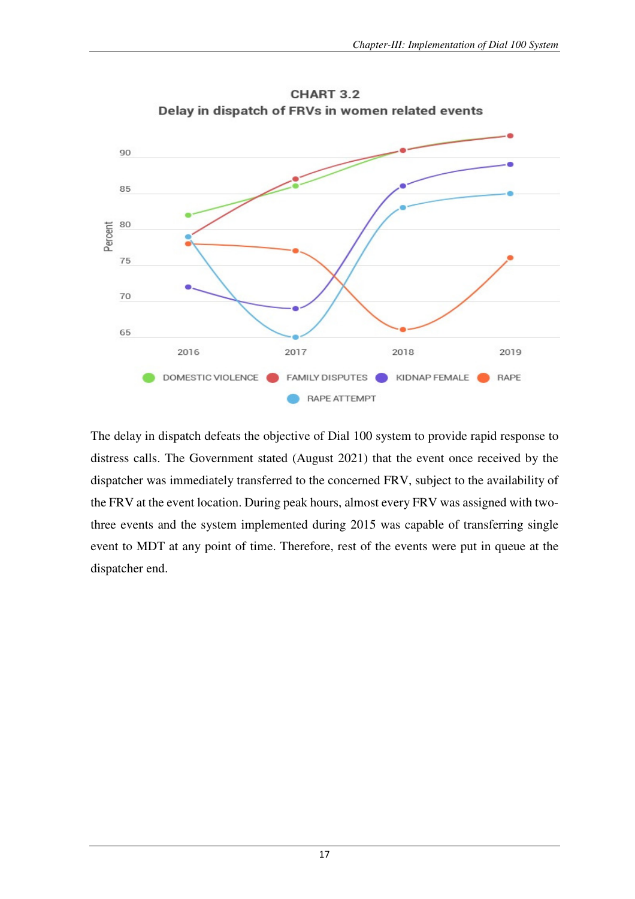**CHART 3.2**
**Delay in dispatch of FRVs in women related events**

The delay in dispatch defeats the objective of Dial 100 system to provide rapid response to distress calls. The Government stated (August 2021) that the event once received by the dispatcher was immediately transferred to the concerned FRV, subject to the availability of the FRV at the event location. During peak hours, almost every FRV was assigned with two-three events and the system implemented during 2015 was capable of transferring single event to MDT at any point of time. Therefore, rest of the events were put in queue at the dispatcher end.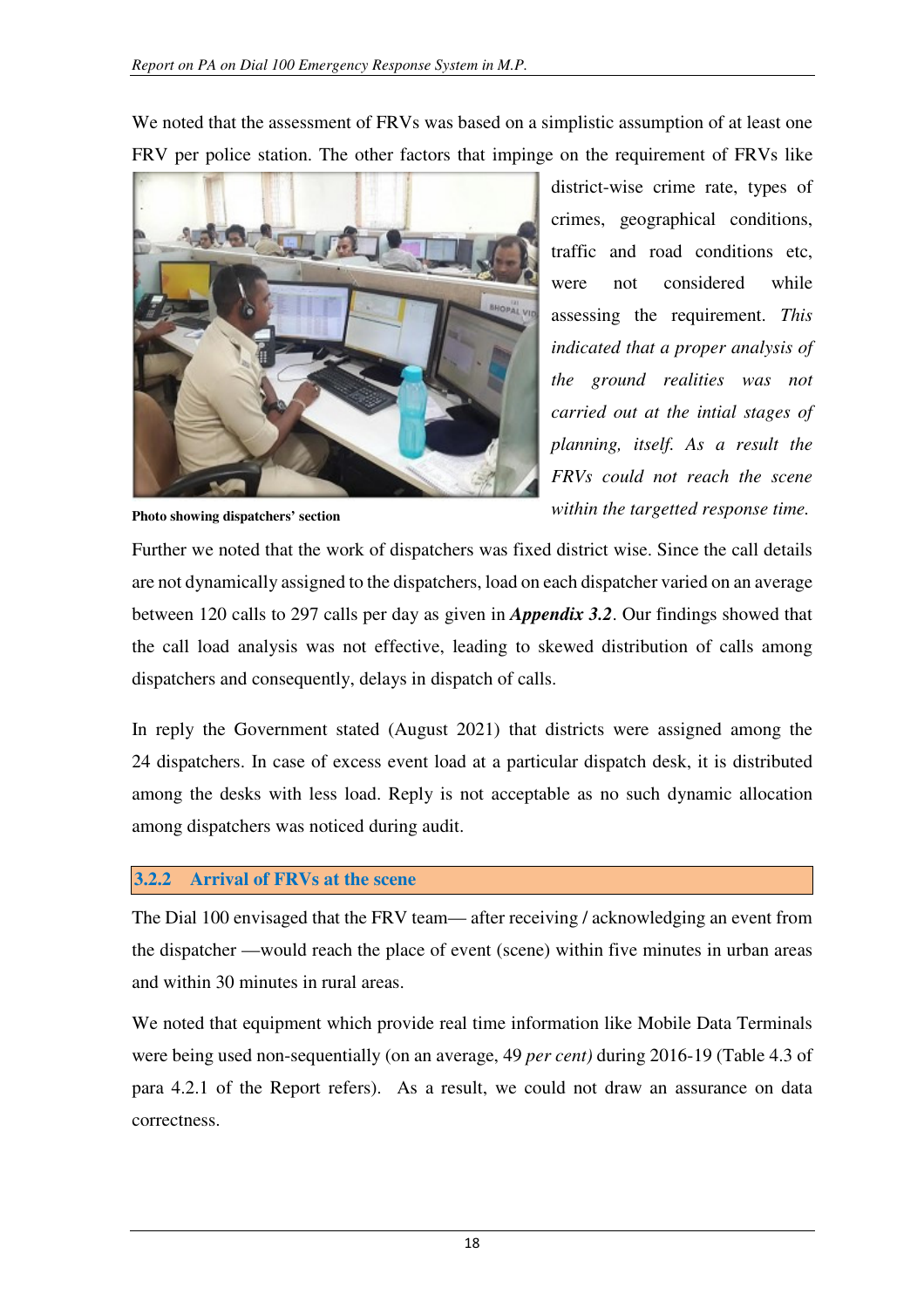We noted that the assessment of FRVs was based on a simplistic assumption of at least one FRV per police station. The other factors that impinge on the requirement of FRVs like district-wise crime rate, types of crimes, geographical conditions, traffic and road conditions etc, were not considered while assessing the requirement. *This indicated that a proper analysis of the ground realities was not carried out at the intial stages of planning, itself. As a result the FRVs could not reach the scene within the targetted response time.*

**Photo showing dispatchers' section**

Further we noted that the work of dispatchers was fixed district wise. Since the call details are not dynamically assigned to the dispatchers, load on each dispatcher varied on an average between 120 calls to 297 calls per day as given in ***Appendix 3.2***. Our findings showed that the call load analysis was not effective, leading to skewed distribution of calls among dispatchers and consequently, delays in dispatch of calls.

In reply the Government stated (August 2021) that districts were assigned among the 24 dispatchers. In case of excess event load at a particular dispatch desk, it is distributed among the desks with less load. Reply is not acceptable as no such dynamic allocation among dispatchers was noticed during audit.

### 3.2.2 Arrival of FRVs at the scene

The Dial 100 envisaged that the FRV team— after receiving / acknowledging an event from the dispatcher —would reach the place of event (scene) within five minutes in urban areas and within 30 minutes in rural areas.

We noted that equipment which provide real time information like Mobile Data Terminals were being used non-sequentially (on an average, 49 *per cent)* during 2016-19 (Table 4.3 of para 4.2.1 of the Report refers). As a result, we could not draw an assurance on data correctness.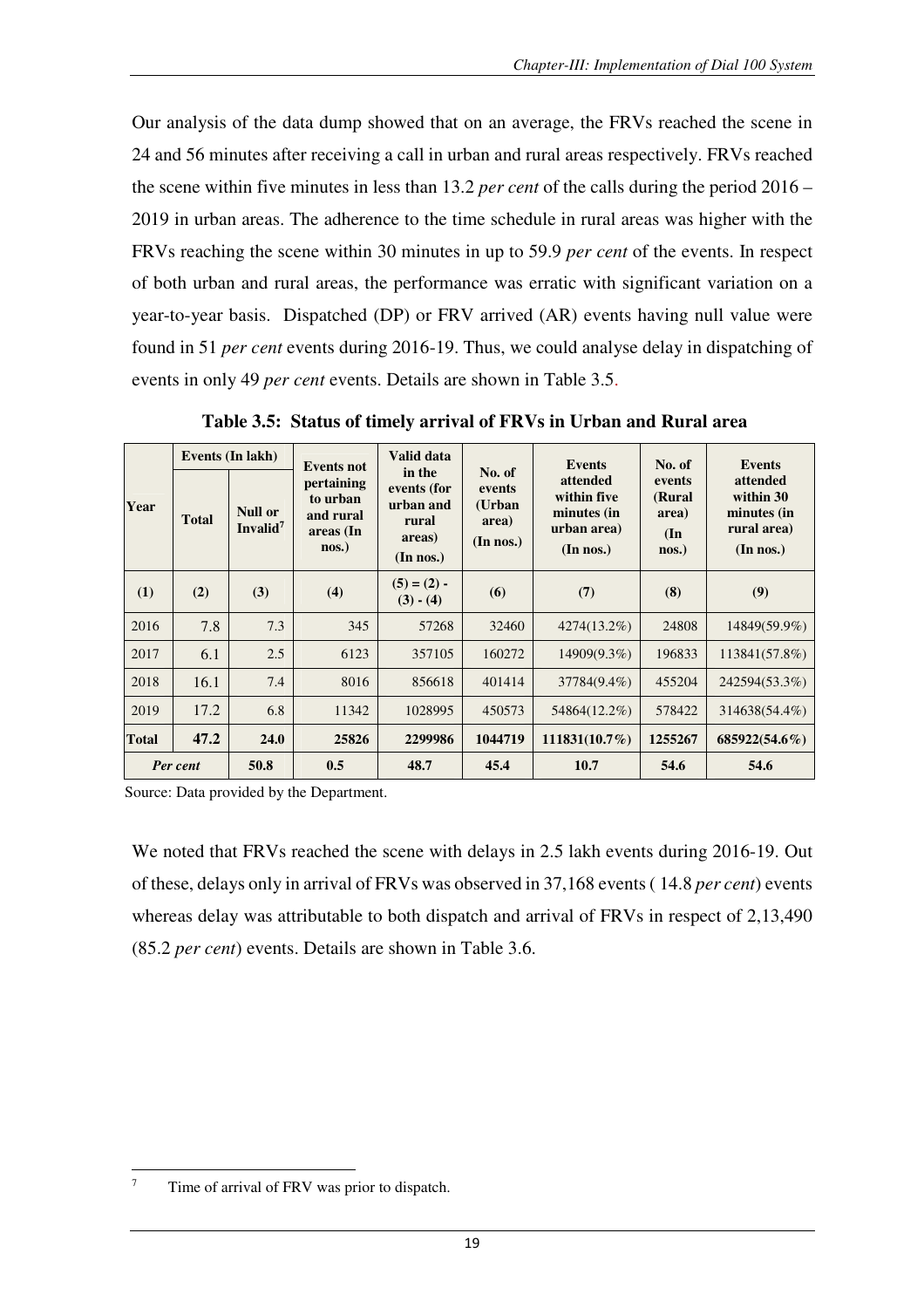Our analysis of the data dump showed that on an average, the FRVs reached the scene in 24 and 56 minutes after receiving a call in urban and rural areas respectively. FRVs reached the scene within five minutes in less than 13.2 *per cent* of the calls during the period 2016 – 2019 in urban areas. The adherence to the time schedule in rural areas was higher with the FRVs reaching the scene within 30 minutes in up to 59.9 *per cent* of the events. In respect of both urban and rural areas, the performance was erratic with significant variation on a year-to-year basis. Dispatched (DP) or FRV arrived (AR) events having null value were found in 51 *per cent* events during 2016-19. Thus, we could analyse delay in dispatching of events in only 49 *per cent* events. Details are shown in Table 3.5.

**Table 3.5: Status of timely arrival of FRVs in Urban and Rural area**

| Year | Events (In lakh) | | Events not pertaining to urban and rural areas (In nos.) | Valid data in the events (for urban and rural areas) (In nos.) | No. of events (Urban area) (In nos.) | Events attended within five minutes (in urban area) (In nos.) | No. of events (Rural area) (In nos.) | Events attended within 30 minutes (in rural area) (In nos.) |
|---|---|---|---|---|---|---|---|---|
| | Total | Null or Invalid[7] | | | | | | |
| (1) | (2) | (3) | (4) | (5) = (2) - (3) - (4) | (6) | (7) | (8) | (9) |
| 2016 | 7.8 | 7.3 | 345 | 57268 | 32460 | 4274(13.2%) | 24808 | 14849(59.9%) |
| 2017 | 6.1 | 2.5 | 6123 | 357105 | 160272 | 14909(9.3%) | 196833 | 113841(57.8%) |
| 2018 | 16.1 | 7.4 | 8016 | 856618 | 401414 | 37784(9.4%) | 455204 | 242594(53.3%) |
| 2019 | 17.2 | 6.8 | 11342 | 1028995 | 450573 | 54864(12.2%) | 578422 | 314638(54.4%) |
| **Total** | **47.2** | **24.0** | **25826** | **2299986** | **1044719** | **111831(10.7%)** | **1255267** | **685922(54.6%)** |
| ***Per cent*** | | **50.8** | **0.5** | **48.7** | **45.4** | **10.7** | **54.6** | **54.6** |

Source: Data provided by the Department.

We noted that FRVs reached the scene with delays in 2.5 lakh events during 2016-19. Out of these, delays only in arrival of FRVs was observed in 37,168 events ( 14.8 *per cent*) events whereas delay was attributable to both dispatch and arrival of FRVs in respect of 2,13,490 (85.2 *per cent*) events. Details are shown in Table 3.6.

[7] Time of arrival of FRV was prior to dispatch.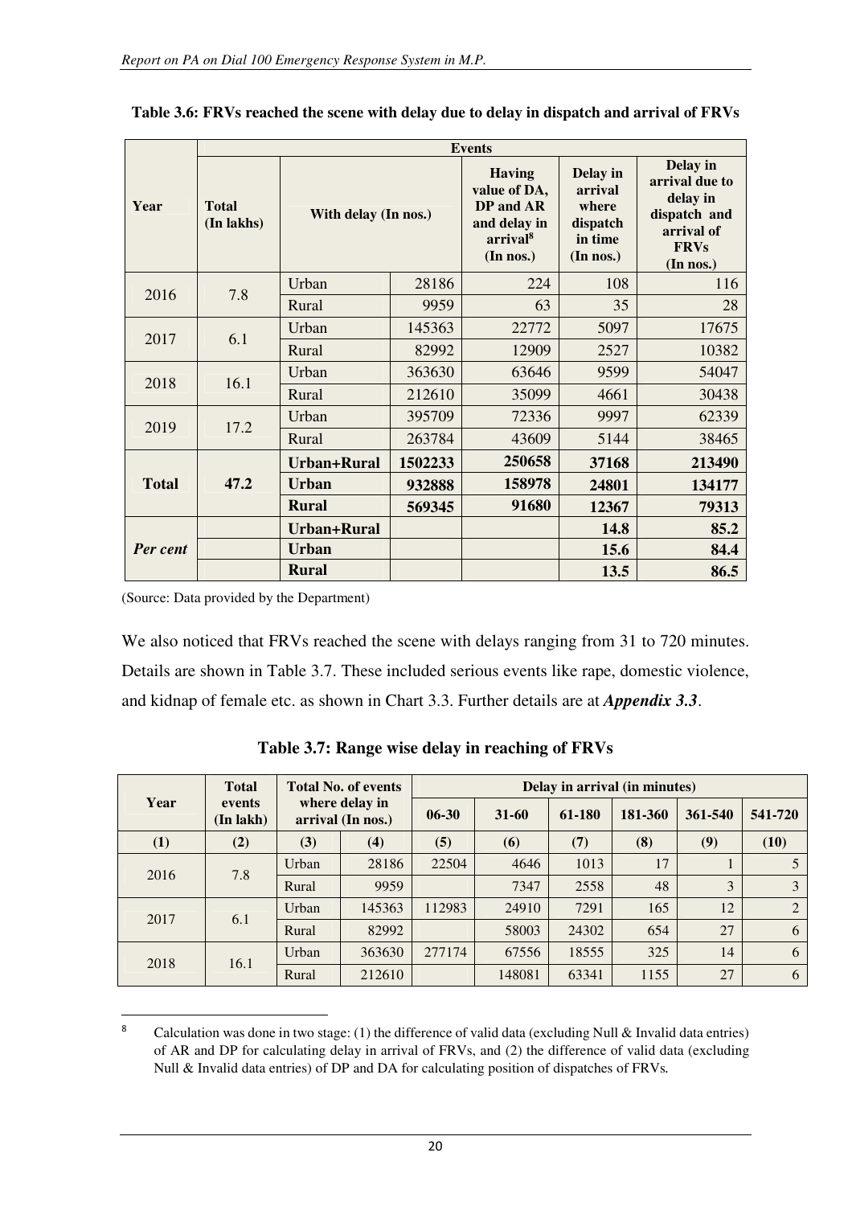**Table 3.6: FRVs reached the scene with delay due to delay in dispatch and arrival of FRVs**

| Year | Events | | | | | |
|---|---|---|---|---|---|---|
| | Total (In lakhs) | With delay (In nos.) | | Having value of DA, DP and AR and delay in arrival[8] (In nos.) | Delay in arrival where dispatch in time (In nos.) | Delay in arrival due to delay in dispatch and arrival of FRVs (In nos.) |
| 2016 | 7.8 | Urban | 28186 | 224 | 108 | 116 |
| | | Rural | 9959 | 63 | 35 | 28 |
| 2017 | 6.1 | Urban | 145363 | 22772 | 5097 | 17675 |
| | | Rural | 82992 | 12909 | 2527 | 10382 |
| 2018 | 16.1 | Urban | 363630 | 63646 | 9599 | 54047 |
| | | Rural | 212610 | 35099 | 4661 | 30438 |
| 2019 | 17.2 | Urban | 395709 | 72336 | 9997 | 62339 |
| | | Rural | 263784 | 43609 | 5144 | 38465 |
| **Total** | **47.2** | **Urban+Rural** | **1502233** | **250658** | **37168** | **213490** |
| | | **Urban** | **932888** | **158978** | **24801** | **134177** |
| | | **Rural** | **569345** | **91680** | **12367** | **79313** |
| *Per cent* | | **Urban+Rural** | | | **14.8** | **85.2** |
| | | **Urban** | | | **15.6** | **84.4** |
| | | **Rural** | | | **13.5** | **86.5** |

(Source: Data provided by the Department)

We also noticed that FRVs reached the scene with delays ranging from 31 to 720 minutes. Details are shown in Table 3.7. These included serious events like rape, domestic violence, and kidnap of female etc. as shown in Chart 3.3. Further details are at ***Appendix 3.3***.

**Table 3.7: Range wise delay in reaching of FRVs**

| Year | Total events (In lakh) | Total No. of events where delay in arrival (In nos.) | | Delay in arrival (in minutes) | | | | | |
|---|---|---|---|---|---|---|---|---|---|
| | | | | 06-30 | 31-60 | 61-180 | 181-360 | 361-540 | 541-720 |
| **(1)** | **(2)** | **(3)** | **(4)** | **(5)** | **(6)** | **(7)** | **(8)** | **(9)** | **(10)** |
| 2016 | 7.8 | Urban | 28186 | 22504 | 4646 | 1013 | 17 | 1 | 5 |
| | | Rural | 9959 | | 7347 | 2558 | 48 | 3 | 3 |
| 2017 | 6.1 | Urban | 145363 | 112983 | 24910 | 7291 | 165 | 12 | 2 |
| | | Rural | 82992 | | 58003 | 24302 | 654 | 27 | 6 |
| 2018 | 16.1 | Urban | 363630 | 277174 | 67556 | 18555 | 325 | 14 | 6 |
| | | Rural | 212610 | | 148081 | 63341 | 1155 | 27 | 6 |

[8] Calculation was done in two stage: (1) the difference of valid data (excluding Null & Invalid data entries) of AR and DP for calculating delay in arrival of FRVs, and (2) the difference of valid data (excluding Null & Invalid data entries) of DP and DA for calculating position of dispatches of FRVs.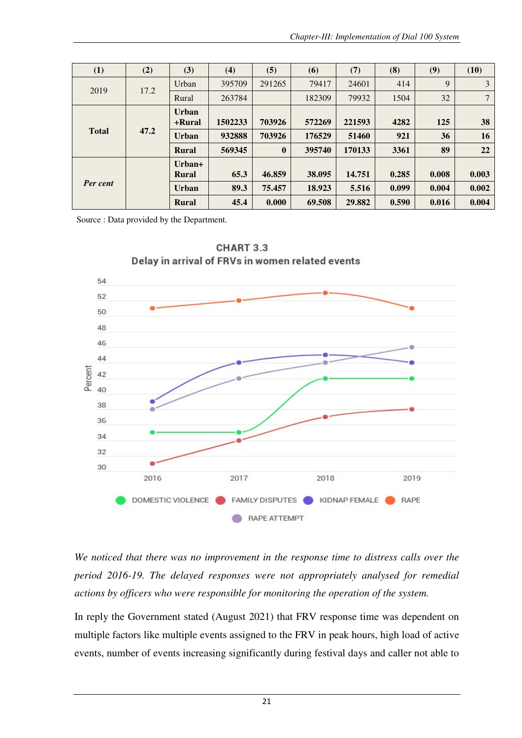| (1) | (2) | (3) | (4) | (5) | (6) | (7) | (8) | (9) | (10) |
|---|---|---|---|---|---|---|---|---|---|
| 2019 | 17.2 | Urban | 395709 | 291265 | 79417 | 24601 | 414 | 9 | 3 |
| | | Rural | 263784 | | 182309 | 79932 | 1504 | 32 | 7 |
| **Total** | **47.2** | **Urban +Rural** | **1502233** | **703926** | **572269** | **221593** | **4282** | **125** | **38** |
| | | **Urban** | **932888** | **703926** | **176529** | **51460** | **921** | **36** | **16** |
| | | **Rural** | **569345** | **0** | **395740** | **170133** | **3361** | **89** | **22** |
| ***Per cent*** | | **Urban+ Rural** | **65.3** | **46.859** | **38.095** | **14.751** | **0.285** | **0.008** | **0.003** |
| | | **Urban** | **89.3** | **75.457** | **18.923** | **5.516** | **0.099** | **0.004** | **0.002** |
| | | **Rural** | **45.4** | **0.000** | **69.508** | **29.882** | **0.590** | **0.016** | **0.004** |

Source : Data provided by the Department.

**CHART 3.3**
**Delay in arrival of FRVs in women related events**

*We noticed that there was no improvement in the response time to distress calls over the period 2016-19. The delayed responses were not appropriately analysed for remedial actions by officers who were responsible for monitoring the operation of the system.*

In reply the Government stated (August 2021) that FRV response time was dependent on multiple factors like multiple events assigned to the FRV in peak hours, high load of active events, number of events increasing significantly during festival days and caller not able to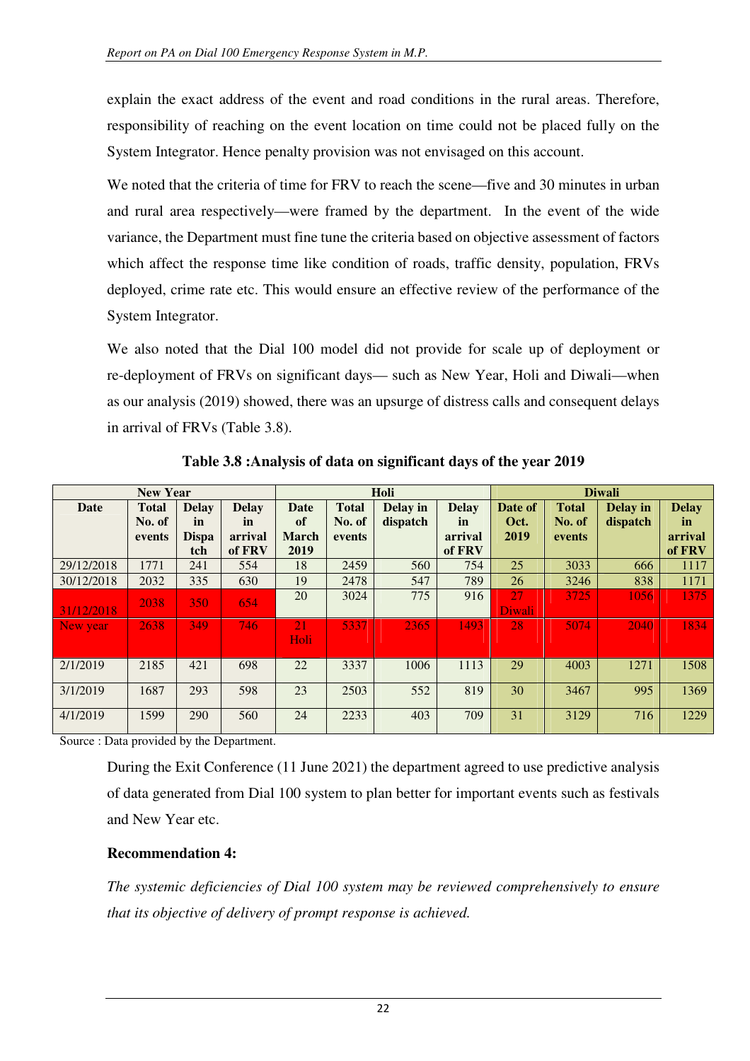explain the exact address of the event and road conditions in the rural areas. Therefore, responsibility of reaching on the event location on time could not be placed fully on the System Integrator. Hence penalty provision was not envisaged on this account.

We noted that the criteria of time for FRV to reach the scene—five and 30 minutes in urban and rural area respectively—were framed by the department. In the event of the wide variance, the Department must fine tune the criteria based on objective assessment of factors which affect the response time like condition of roads, traffic density, population, FRVs deployed, crime rate etc. This would ensure an effective review of the performance of the System Integrator.

We also noted that the Dial 100 model did not provide for scale up of deployment or re-deployment of FRVs on significant days— such as New Year, Holi and Diwali—when as our analysis (2019) showed, there was an upsurge of distress calls and consequent delays in arrival of FRVs (Table 3.8).

**Table 3.8 :Analysis of data on significant days of the year 2019**

| New Year | | | | Holi | | | | Diwali | | | |
|---|---|---|---|---|---|---|---|---|---|---|---|
| Date | Total No. of events | Delay in Dispatch | Delay in arrival of FRV | Date of March 2019 | Total No. of events | Delay in dispatch | Delay in arrival of FRV | Date of Oct. 2019 | Total No. of events | Delay in dispatch | Delay in arrival of FRV |
| 29/12/2018 | 1771 | 241 | 554 | 18 | 2459 | 560 | 754 | 25 | 3033 | 666 | 1117 |
| 30/12/2018 | 2032 | 335 | 630 | 19 | 2478 | 547 | 789 | 26 | 3246 | 838 | 1171 |
| 31/12/2018 | 2038 | 350 | 654 | 20 | 3024 | 775 | 916 | 27 Diwali | 3725 | 1056 | 1375 |
| New year | 2638 | 349 | 746 | 21 Holi | 5337 | 2365 | 1493 | 28 | 5074 | 2040 | 1834 |
| 2/1/2019 | 2185 | 421 | 698 | 22 | 3337 | 1006 | 1113 | 29 | 4003 | 1271 | 1508 |
| 3/1/2019 | 1687 | 293 | 598 | 23 | 2503 | 552 | 819 | 30 | 3467 | 995 | 1369 |
| 4/1/2019 | 1599 | 290 | 560 | 24 | 2233 | 403 | 709 | 31 | 3129 | 716 | 1229 |

Source : Data provided by the Department.

During the Exit Conference (11 June 2021) the department agreed to use predictive analysis of data generated from Dial 100 system to plan better for important events such as festivals and New Year etc.

**Recommendation 4:**

*The systemic deficiencies of Dial 100 system may be reviewed comprehensively to ensure that its objective of delivery of prompt response is achieved.*